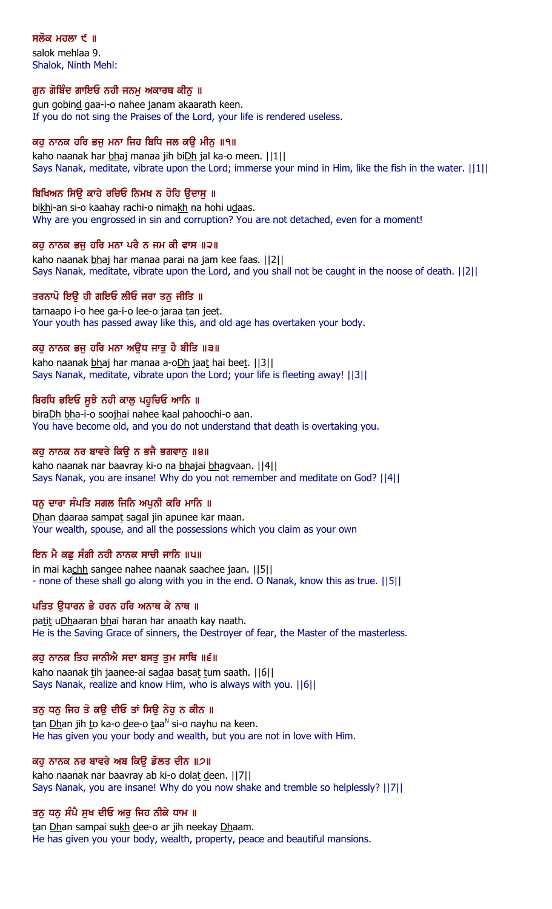**ਸਲੋਕ ਮਹਲਾ ੯ ॥**

salok mehlaa 9.

Shalok, Ninth Mehl:

**ਗੁਨ ਗੋਬਿੰਦ ਗਾਇਓ ਨਹੀ ਜਨਮੁ ਅਕਾਰਥ ਕੀਨੁ ॥**

gun gobind gaa-i-o nahee janam akaarath keen.

If you do not sing the Praises of the Lord, your life is rendered useless.

**ਕਹੁ ਨਾਨਕ ਹਰਿ ਭਜੁ ਮਨਾ ਜਿਹ ਬਿਧਿ ਜਲ ਕਉ ਮੀਨੁ ॥੧॥**

kaho naanak har bhaj manaa jih biDh jal ka-o meen. ||1||

Says Nanak, meditate, vibrate upon the Lord; immerse your mind in Him, like the fish in the water. ||1||

**ਬਿਖਿਅਨ ਸਿਉ ਕਾਹੇ ਰਚਿਓ ਨਿਮਖ ਨ ਹੋਹਿ ਉਦਾਸੁ ॥**

bikhi-an si-o kaahay rachi-o nimakh na hohi udaas.

Why are you engrossed in sin and corruption? You are not detached, even for a moment!

**ਕਹੁ ਨਾਨਕ ਭਜੁ ਹਰਿ ਮਨਾ ਪਰੈ ਨ ਜਮ ਕੀ ਫਾਸ ॥੨॥**

kaho naanak bhaj har manaa parai na jam kee faas. ||2||

Says Nanak, meditate, vibrate upon the Lord, and you shall not be caught in the noose of death. ||2||

**ਤਰਨਾਪੋ ਇਉ ਹੀ ਗਇਓ ਲੀਓ ਜਰਾ ਤਨੁ ਜੀਤਿ ॥**

tarnaapo i-o hee ga-i-o lee-o jaraa tan jeet.

Your youth has passed away like this, and old age has overtaken your body.

**ਕਹੁ ਨਾਨਕ ਭਜੁ ਹਰਿ ਮਨਾ ਅਉਧ ਜਾਤੁ ਹੈ ਬੀਤਿ ॥੩॥**

kaho naanak bhaj har manaa a-oDh jaat hai beet. ||3||

Says Nanak, meditate, vibrate upon the Lord; your life is fleeting away! ||3||

**ਬਿਰਧਿ ਭਇਓ ਸੂਝੈ ਨਹੀ ਕਾਲੁ ਪਹੂਚਿਓ ਆਨਿ ॥**

biraDh bha-i-o soojhai nahee kaal pahoochi-o aan.

You have become old, and you do not understand that death is overtaking you.

**ਕਹੁ ਨਾਨਕ ਨਰ ਬਾਵਰੇ ਕਿਉ ਨ ਭਜੈ ਭਗਵਾਨੁ ॥੪॥**

kaho naanak nar baavray ki-o na bhajai bhagvaan. ||4||

Says Nanak, you are insane! Why do you not remember and meditate on God? ||4||

**ਧਨੁ ਦਾਰਾ ਸੰਪਤਿ ਸਗਲ ਜਿਨਿ ਅਪੁਨੀ ਕਰਿ ਮਾਨਿ ॥**

Dhan daaraa sampat sagal jin apunee kar maan.

Your wealth, spouse, and all the possessions which you claim as your own

**ਇਨ ਮੈ ਕਛੁ ਸੰਗੀ ਨਹੀ ਨਾਨਕ ਸਾਚੀ ਜਾਨਿ ॥੫॥**

in mai kachh sangee nahee naanak saachee jaan. ||5||

- none of these shall go along with you in the end. O Nanak, know this as true. ||5||

**ਪਤਿਤ ਉਧਾਰਨ ਭੈ ਹਰਨ ਹਰਿ ਅਨਾਥ ਕੇ ਨਾਥ ॥**

patit uDhaaran bhai haran har anaath kay naath.

He is the Saving Grace of sinners, the Destroyer of fear, the Master of the masterless.

**ਕਹੁ ਨਾਨਕ ਤਿਹ ਜਾਨੀਐ ਸਦਾ ਬਸਤੁ ਤੁਮ ਸਾਥਿ ॥੬॥**

kaho naanak tih jaanee-ai sadaa basat tum saath. ||6||

Says Nanak, realize and know Him, who is always with you. ||6||

**ਤਨੁ ਧਨੁ ਜਿਹ ਤੋ ਕਉ ਦੀਓ ਤਾਂ ਸਿਉ ਨੇਹੁ ਨ ਕੀਨ ॥**

tan Dhan jih to ka-o dee-o taaN si-o nayhu na keen.

He has given you your body and wealth, but you are not in love with Him.

**ਕਹੁ ਨਾਨਕ ਨਰ ਬਾਵਰੇ ਅਬ ਕਿਉ ਡੋਲਤ ਦੀਨ ॥੭॥**

kaho naanak nar baavray ab ki-o dolat deen. ||7||

Says Nanak, you are insane! Why do you now shake and tremble so helplessly? ||7||

**ਤਨੁ ਧਨੁ ਸੰਪੈ ਸੁਖ ਦੀਓ ਅਰੁ ਜਿਹ ਨੀਕੇ ਧਾਮ ॥**

tan Dhan sampai sukh dee-o ar jih neekay Dhaam.

He has given you your body, wealth, property, peace and beautiful mansions.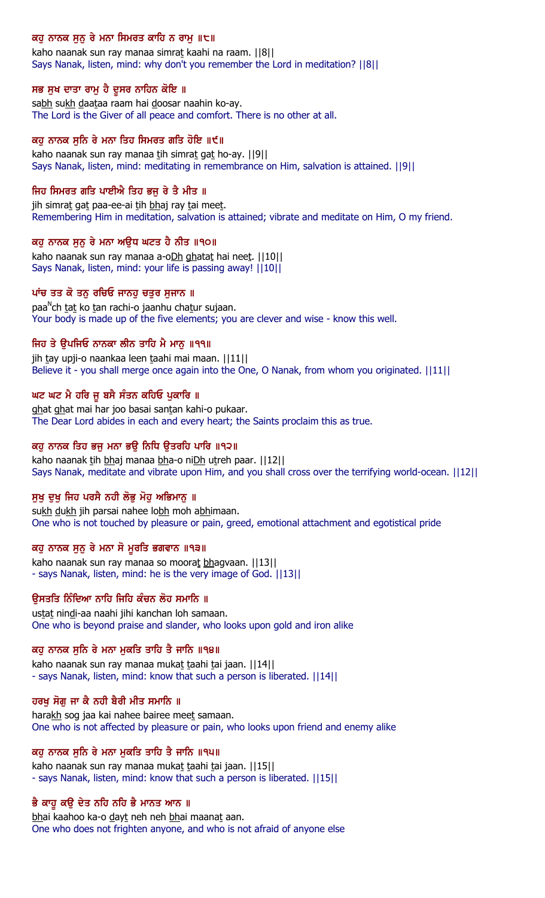**ਕਹੁ ਨਾਨਕ ਸੁਨੁ ਰੇ ਮਨਾ ਸਿਮਰਤ ਕਾਹਿ ਨ ਰਾਮੁ ॥੮॥**

kaho naanak sun ray manaa simrat kaahi na raam. ||8||

Says Nanak, listen, mind: why don't you remember the Lord in meditation? ||8||

**ਸਭ ਸੁਖ ਦਾਤਾ ਰਾਮੁ ਹੈ ਦੂਸਰ ਨਾਹਿਨ ਕੋਇ ॥**

sabh sukh daataa raam hai doosar naahin ko-ay.

The Lord is the Giver of all peace and comfort. There is no other at all.

**ਕਹੁ ਨਾਨਕ ਸੁਨਿ ਰੇ ਮਨਾ ਤਿਹ ਸਿਮਰਤ ਗਤਿ ਹੋਇ ॥੯॥**

kaho naanak sun ray manaa tih simrat gat ho-ay. ||9||

Says Nanak, listen, mind: meditating in remembrance on Him, salvation is attained. ||9||

**ਜਿਹ ਸਿਮਰਤ ਗਤਿ ਪਾਈਐ ਤਿਹ ਭਜੁ ਰੇ ਤੈ ਮੀਤ ॥**

jih simrat gat paa-ee-ai tih bhaj ray tai meet.

Remembering Him in meditation, salvation is attained; vibrate and meditate on Him, O my friend.

**ਕਹੁ ਨਾਨਕ ਸੁਨੁ ਰੇ ਮਨਾ ਅਉਧ ਘਟਤ ਹੈ ਨੀਤ ॥੧੦॥**

kaho naanak sun ray manaa a-oDh ghatat hai neet. ||10||

Says Nanak, listen, mind: your life is passing away! ||10||

**ਪਾਂਚ ਤਤ ਕੋ ਤਨੁ ਰਚਿਓ ਜਾਨਹੁ ਚਤੁਰ ਸੁਜਾਨ ॥**

paaNch tat ko tan rachi-o jaanhu chatur sujaan.

Your body is made up of the five elements; you are clever and wise - know this well.

**ਜਿਹ ਤੇ ਉਪਜਿਓ ਨਾਨਕਾ ਲੀਨ ਤਾਹਿ ਮੈ ਮਾਨੁ ॥੧੧॥**

jih tay upji-o naankaa leen taahi mai maan. ||11||

Believe it - you shall merge once again into the One, O Nanak, from whom you originated. ||11||

**ਘਟ ਘਟ ਮੈ ਹਰਿ ਜੂ ਬਸੈ ਸੰਤਨ ਕਹਿਓ ਪੁਕਾਰਿ ॥**

ghat ghat mai har joo basai santan kahi-o pukaar.

The Dear Lord abides in each and every heart; the Saints proclaim this as true.

**ਕਹੁ ਨਾਨਕ ਤਿਹ ਭਜੁ ਮਨਾ ਭਉ ਨਿਧਿ ਉਤਰਹਿ ਪਾਰਿ ॥੧੨॥**

kaho naanak tih bhaj manaa bha-o niDh utreh paar. ||12||

Says Nanak, meditate and vibrate upon Him, and you shall cross over the terrifying world-ocean. ||12||

**ਸੁਖੁ ਦੁਖੁ ਜਿਹ ਪਰਸੈ ਨਹੀ ਲੋਭੁ ਮੋਹੁ ਅਭਿਮਾਨੁ ॥**

sukh dukh jih parsai nahee lobh moh abhimaan.

One who is not touched by pleasure or pain, greed, emotional attachment and egotistical pride

**ਕਹੁ ਨਾਨਕ ਸੁਨੁ ਰੇ ਮਨਾ ਸੋ ਮੂਰਤਿ ਭਗਵਾਨ ॥੧੩॥**

kaho naanak sun ray manaa so moorat bhagvaan. ||13||

- says Nanak, listen, mind: he is the very image of God. ||13||

**ਉਸਤਤਿ ਨਿੰਦਿਆ ਨਾਹਿ ਜਿਹਿ ਕੰਚਨ ਲੋਹ ਸਮਾਨਿ ॥**

ustat nindi-aa naahi jihi kanchan loh samaan.

One who is beyond praise and slander, who looks upon gold and iron alike

**ਕਹੁ ਨਾਨਕ ਸੁਨਿ ਰੇ ਮਨਾ ਮੁਕਤਿ ਤਾਹਿ ਤੈ ਜਾਨਿ ॥੧੪॥**

kaho naanak sun ray manaa mukat taahi tai jaan. ||14||

- says Nanak, listen, mind: know that such a person is liberated. ||14||

**ਹਰਖੁ ਸੋਗੁ ਜਾ ਕੈ ਨਹੀ ਬੈਰੀ ਮੀਤ ਸਮਾਨਿ ॥**

harakh sog jaa kai nahee bairee meet samaan.

One who is not affected by pleasure or pain, who looks upon friend and enemy alike

**ਕਹੁ ਨਾਨਕ ਸੁਨਿ ਰੇ ਮਨਾ ਮੁਕਤਿ ਤਾਹਿ ਤੈ ਜਾਨਿ ॥੧੫॥**

kaho naanak sun ray manaa mukat taahi tai jaan. ||15||

- says Nanak, listen, mind: know that such a person is liberated. ||15||

**ਭੈ ਕਾਹੂ ਕਉ ਦੇਤ ਨਹਿ ਨਹਿ ਭੈ ਮਾਨਤ ਆਨ ॥**

bhai kaahoo ka-o dayt neh neh bhai maanat aan.

One who does not frighten anyone, and who is not afraid of anyone else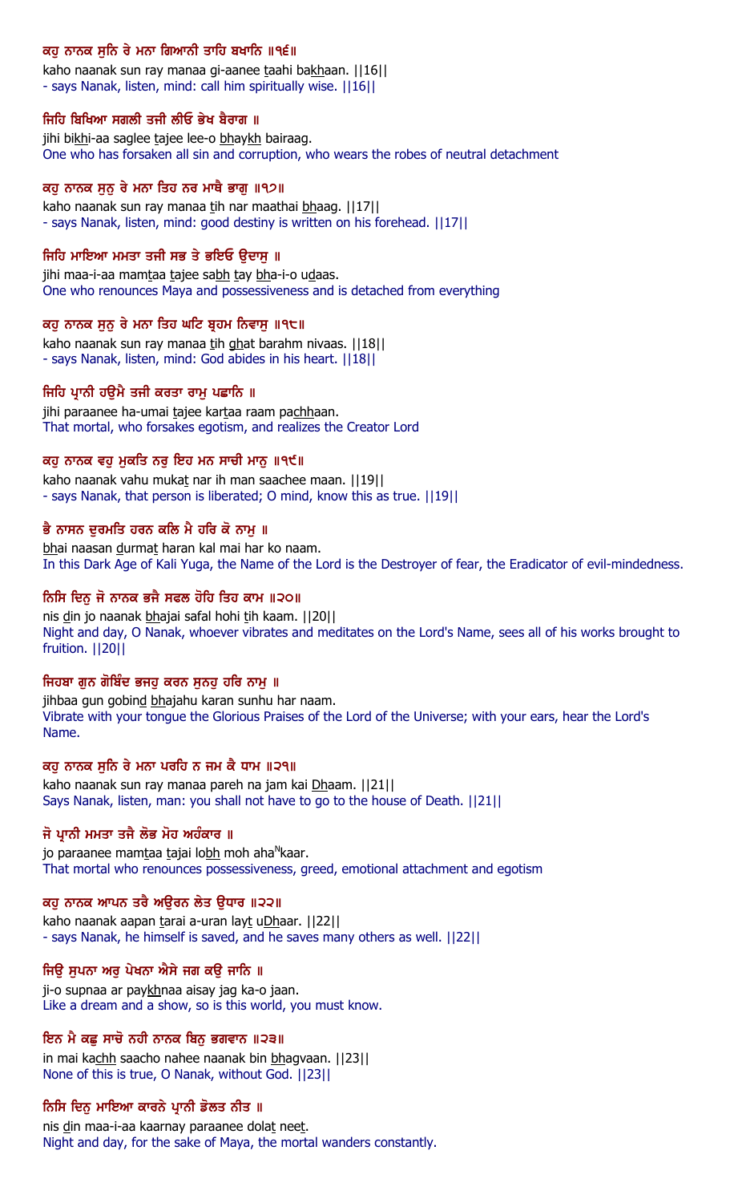**ਕਹੁ ਨਾਨਕ ਸੁਨਿ ਰੇ ਮਨਾ ਗਿਆਨੀ ਤਾਹਿ ਬਖਾਨਿ ॥੧੬॥**

kaho naanak sun ray manaa gi-aanee taahi bakhaan. ||16||

- says Nanak, listen, mind: call him spiritually wise. ||16||

**ਜਿਹਿ ਬਿਖਿਆ ਸਗਲੀ ਤਜੀ ਲੀਓ ਭੇਖ ਬੈਰਾਗ ॥**

jihi bikhi-aa saglee tajee lee-o bhaykh bairaag.

One who has forsaken all sin and corruption, who wears the robes of neutral detachment

**ਕਹੁ ਨਾਨਕ ਸੁਨੁ ਰੇ ਮਨਾ ਤਿਹ ਨਰ ਮਾਥੈ ਭਾਗੁ ॥੧੭॥**

kaho naanak sun ray manaa tih nar maathai bhaag. ||17||

- says Nanak, listen, mind: good destiny is written on his forehead. ||17||

**ਜਿਹਿ ਮਾਇਆ ਮਮਤਾ ਤਜੀ ਸਭ ਤੇ ਭਇਓ ਉਦਾਸੁ ॥**

jihi maa-i-aa mamtaa tajee sabh tay bha-i-o udaas.

One who renounces Maya and possessiveness and is detached from everything

**ਕਹੁ ਨਾਨਕ ਸੁਨੁ ਰੇ ਮਨਾ ਤਿਹ ਘਟਿ ਬ੍ਰਹਮ ਨਿਵਾਸੁ ॥੧੮॥**

kaho naanak sun ray manaa tih ghat barahm nivaas. ||18||

- says Nanak, listen, mind: God abides in his heart. ||18||

**ਜਿਹਿ ਪ੍ਰਾਨੀ ਹਉਮੈ ਤਜੀ ਕਰਤਾ ਰਾਮੁ ਪਛਾਨਿ ॥**

jihi paraanee ha-umai tajee kartaa raam pachhaan.

That mortal, who forsakes egotism, and realizes the Creator Lord

**ਕਹੁ ਨਾਨਕ ਵਹੁ ਮੁਕਤਿ ਨਰੁ ਇਹ ਮਨ ਸਾਚੀ ਮਾਨੁ ॥੧੯॥**

kaho naanak vahu mukat nar ih man saachee maan. ||19||

- says Nanak, that person is liberated; O mind, know this as true. ||19||

**ਭੈ ਨਾਸਨ ਦੁਰਮਤਿ ਹਰਨ ਕਲਿ ਮੈ ਹਰਿ ਕੋ ਨਾਮੁ ॥**

bhai naasan durmat haran kal mai har ko naam.

In this Dark Age of Kali Yuga, the Name of the Lord is the Destroyer of fear, the Eradicator of evil-mindedness.

**ਨਿਸਿ ਦਿਨੁ ਜੋ ਨਾਨਕ ਭਜੈ ਸਫਲ ਹੋਹਿ ਤਿਹ ਕਾਮ ॥੨੦॥**

nis din jo naanak bhajai safal hohi tih kaam. ||20||

Night and day, O Nanak, whoever vibrates and meditates on the Lord's Name, sees all of his works brought to fruition. ||20||

**ਜਿਹਬਾ ਗੁਨ ਗੋਬਿੰਦ ਭਜਹੁ ਕਰਨ ਸੁਨਹੁ ਹਰਿ ਨਾਮੁ ॥**

jihbaa gun gobind bhajahu karan sunhu har naam.

Vibrate with your tongue the Glorious Praises of the Lord of the Universe; with your ears, hear the Lord's Name.

**ਕਹੁ ਨਾਨਕ ਸੁਨਿ ਰੇ ਮਨਾ ਪਰਹਿ ਨ ਜਮ ਕੈ ਧਾਮ ॥੨੧॥**

kaho naanak sun ray manaa pareh na jam kai Dhaam. ||21||

Says Nanak, listen, man: you shall not have to go to the house of Death. ||21||

**ਜੋ ਪ੍ਰਾਨੀ ਮਮਤਾ ਤਜੈ ਲੋਭ ਮੋਹ ਅਹੰਕਾਰ ॥**

jo paraanee mamtaa tajai lobh moh ahaNkaar.

That mortal who renounces possessiveness, greed, emotional attachment and egotism

**ਕਹੁ ਨਾਨਕ ਆਪਨ ਤਰੈ ਅਉਰਨ ਲੇਤ ਉਧਾਰ ॥੨੨॥**

kaho naanak aapan tarai a-uran layt uDhaar. ||22||

- says Nanak, he himself is saved, and he saves many others as well. ||22||

**ਜਿਉ ਸੁਪਨਾ ਅਰੁ ਪੇਖਨਾ ਐਸੇ ਜਗ ਕਉ ਜਾਨਿ ॥**

ji-o supnaa ar paykhnaa aisay jag ka-o jaan.

Like a dream and a show, so is this world, you must know.

**ਇਨ ਮੈ ਕਛੁ ਸਾਚੋ ਨਹੀ ਨਾਨਕ ਬਿਨੁ ਭਗਵਾਨ ॥੨੩॥**

in mai kachh saacho nahee naanak bin bhagvaan. ||23||

None of this is true, O Nanak, without God. ||23||

**ਨਿਸਿ ਦਿਨੁ ਮਾਇਆ ਕਾਰਨੇ ਪ੍ਰਾਨੀ ਡੋਲਤ ਨੀਤ ॥**

nis din maa-i-aa kaarnay paraanee dolat neet.

Night and day, for the sake of Maya, the mortal wanders constantly.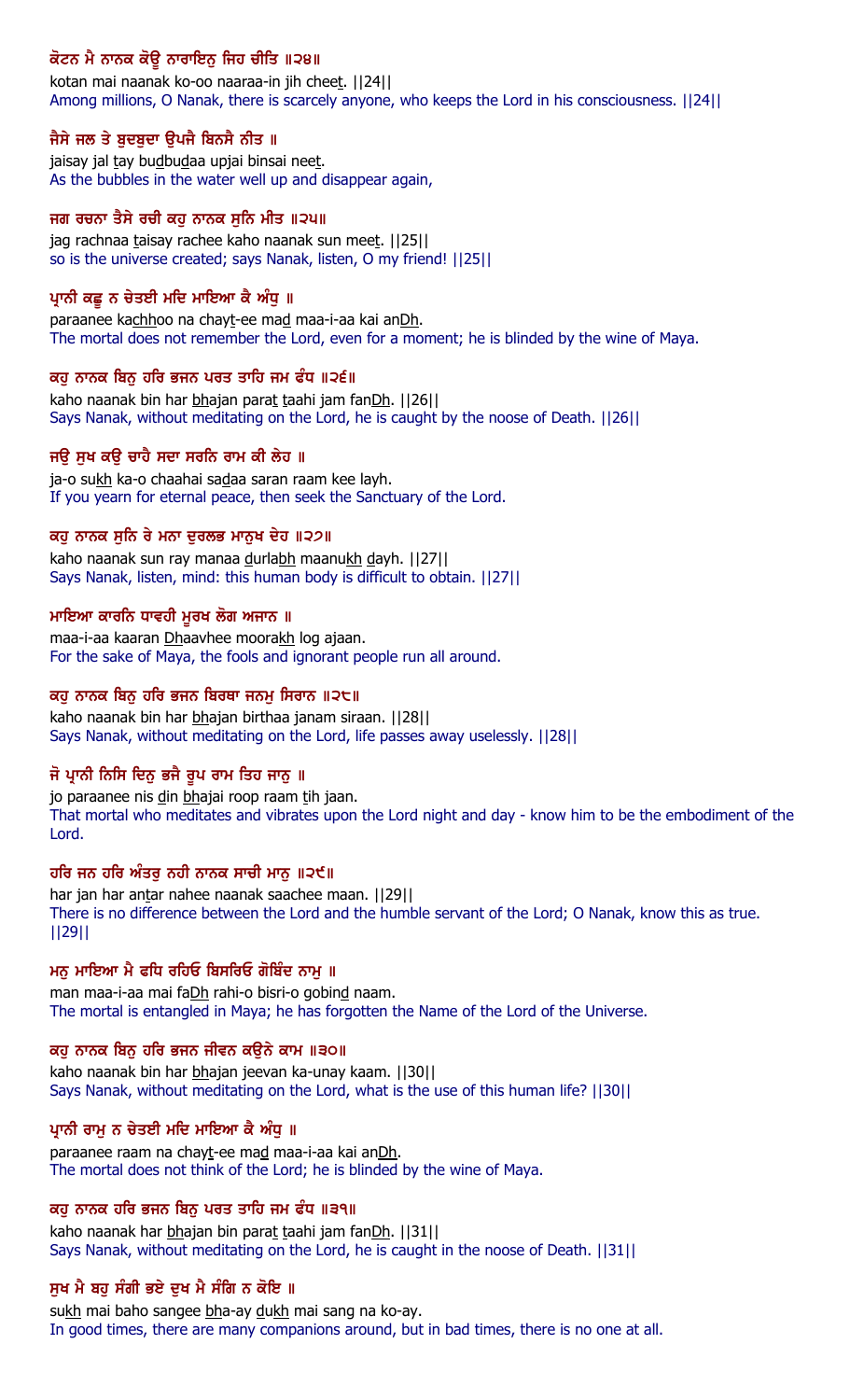ਕੋਟਨ ਮੈ ਨਾਨਕ ਕੋਊ ਨਾਰਾਇਨੁ ਜਿਹ ਚੀਤਿ ॥੨੪॥

kotan mai naanak ko-oo naaraa-in jih cheet. ||24||

Among millions, O Nanak, there is scarcely anyone, who keeps the Lord in his consciousness. ||24||

ਜੈਸੇ ਜਲ ਤੇ ਬੁਦਬੁਦਾ ਉਪਜੈ ਬਿਨਸੈ ਨੀਤ ॥

jaisay jal tay budbudaa upjai binsai neet.

As the bubbles in the water well up and disappear again,

ਜਗ ਰਚਨਾ ਤੈਸੇ ਰਚੀ ਕਹੁ ਨਾਨਕ ਸੁਨਿ ਮੀਤ ॥੨੫॥

jag rachnaa taisay rachee kaho naanak sun meet. ||25||

so is the universe created; says Nanak, listen, O my friend! ||25||

ਪ੍ਰਾਨੀ ਕਛੂ ਨ ਚੇਤਈ ਮਦਿ ਮਾਇਆ ਕੈ ਅੰਧੁ ॥

paraanee kachhoo na chayt-ee mad maa-i-aa kai anDh.

The mortal does not remember the Lord, even for a moment; he is blinded by the wine of Maya.

ਕਹੁ ਨਾਨਕ ਬਿਨੁ ਹਰਿ ਭਜਨ ਪਰਤ ਤਾਹਿ ਜਮ ਫੰਧ ॥੨੬॥

kaho naanak bin har bhajan parat taahi jam fanDh. ||26||

Says Nanak, without meditating on the Lord, he is caught by the noose of Death. ||26||

ਜਉ ਸੁਖ ਕਉ ਚਾਹੈ ਸਦਾ ਸਰਨਿ ਰਾਮ ਕੀ ਲੇਹ ॥

ja-o sukh ka-o chaahai sadaa saran raam kee layh.

If you yearn for eternal peace, then seek the Sanctuary of the Lord.

ਕਹੁ ਨਾਨਕ ਸੁਨਿ ਰੇ ਮਨਾ ਦੁਰਲਭ ਮਾਨੁਖ ਦੇਹ ॥੨੭॥

kaho naanak sun ray manaa durlabh maanukh dayh. ||27||

Says Nanak, listen, mind: this human body is difficult to obtain. ||27||

ਮਾਇਆ ਕਾਰਨਿ ਧਾਵਹੀ ਮੂਰਖ ਲੋਗ ਅਜਾਨ ॥

maa-i-aa kaaran Dhaavhee moorakh log ajaan.

For the sake of Maya, the fools and ignorant people run all around.

ਕਹੁ ਨਾਨਕ ਬਿਨੁ ਹਰਿ ਭਜਨ ਬਿਰਥਾ ਜਨਮੁ ਸਿਰਾਨ ॥੨੮॥

kaho naanak bin har bhajan birthaa janam siraan. ||28||

Says Nanak, without meditating on the Lord, life passes away uselessly. ||28||

ਜੋ ਪ੍ਰਾਨੀ ਨਿਸਿ ਦਿਨੁ ਭਜੈ ਰੂਪ ਰਾਮ ਤਿਹ ਜਾਨੁ ॥

jo paraanee nis din bhajai roop raam tih jaan.

That mortal who meditates and vibrates upon the Lord night and day - know him to be the embodiment of the Lord.

ਹਰਿ ਜਨ ਹਰਿ ਅੰਤਰੁ ਨਹੀ ਨਾਨਕ ਸਾਚੀ ਮਾਨੁ ॥੨੯॥

har jan har antar nahee naanak saachee maan. ||29||

There is no difference between the Lord and the humble servant of the Lord; O Nanak, know this as true. ||29||

ਮਨੁ ਮਾਇਆ ਮੈ ਫਧਿ ਰਹਿਓ ਬਿਸਰਿਓ ਗੋਬਿੰਦ ਨਾਮੁ ॥

man maa-i-aa mai faDh rahi-o bisri-o gobind naam.

The mortal is entangled in Maya; he has forgotten the Name of the Lord of the Universe.

ਕਹੁ ਨਾਨਕ ਬਿਨੁ ਹਰਿ ਭਜਨ ਜੀਵਨ ਕਉਨੇ ਕਾਮ ॥੩੦॥

kaho naanak bin har bhajan jeevan ka-unay kaam. ||30||

Says Nanak, without meditating on the Lord, what is the use of this human life? ||30||

ਪ੍ਰਾਨੀ ਰਾਮੁ ਨ ਚੇਤਈ ਮਦਿ ਮਾਇਆ ਕੈ ਅੰਧੁ ॥

paraanee raam na chayt-ee mad maa-i-aa kai anDh.

The mortal does not think of the Lord; he is blinded by the wine of Maya.

ਕਹੁ ਨਾਨਕ ਹਰਿ ਭਜਨ ਬਿਨੁ ਪਰਤ ਤਾਹਿ ਜਮ ਫੰਧ ॥੩੧॥

kaho naanak har bhajan bin parat taahi jam fanDh. ||31||

Says Nanak, without meditating on the Lord, he is caught in the noose of Death. ||31||

ਸੁਖ ਮੈ ਬਹੁ ਸੰਗੀ ਭਏ ਦੁਖ ਮੈ ਸੰਗਿ ਨ ਕੋਇ ॥

sukh mai baho sangee bha-ay dukh mai sang na ko-ay.

In good times, there are many companions around, but in bad times, there is no one at all.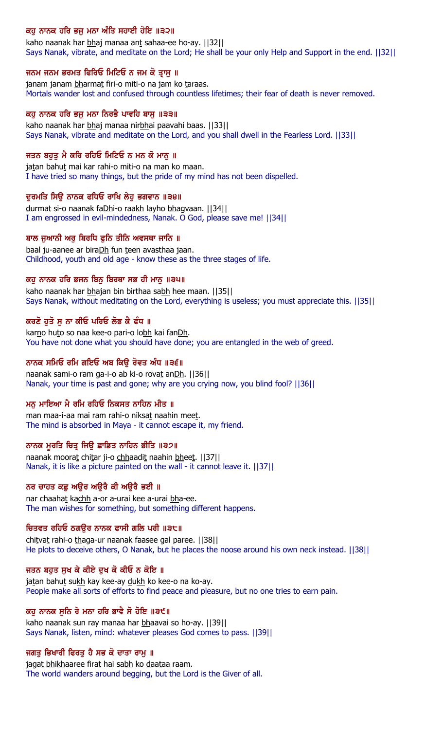ਕਹੁ ਨਾਨਕ ਹਰਿ ਭਜੁ ਮਨਾ ਅੰਤਿ ਸਹਾਈ ਹੋਇ ॥੩੨॥

kaho naanak har bhaj manaa ant sahaa-ee ho-ay. ||32||

Says Nanak, vibrate, and meditate on the Lord; He shall be your only Help and Support in the end. ||32||

ਜਨਮ ਜਨਮ ਭਰਮਤ ਫਿਰਿਓ ਮਿਟਿਓ ਨ ਜਮ ਕੋ ਤ੍ਰਾਸੁ ॥

janam janam bharmat firi-o miti-o na jam ko taraas.

Mortals wander lost and confused through countless lifetimes; their fear of death is never removed.

ਕਹੁ ਨਾਨਕ ਹਰਿ ਭਜੁ ਮਨਾ ਨਿਰਭੈ ਪਾਵਹਿ ਬਾਸੁ ॥੩੩॥

kaho naanak har bhaj manaa nirbhai paavahi baas. ||33||

Says Nanak, vibrate and meditate on the Lord, and you shall dwell in the Fearless Lord. ||33||

ਜਤਨ ਬਹੁਤੁ ਮੈ ਕਰਿ ਰਹਿਓ ਮਿਟਿਓ ਨ ਮਨ ਕੋ ਮਾਨੁ ॥

jatan bahut mai kar rahi-o miti-o na man ko maan.

I have tried so many things, but the pride of my mind has not been dispelled.

ਦੁਰਮਤਿ ਸਿਉ ਨਾਨਕ ਫਧਿਓ ਰਾਖਿ ਲੇਹੁ ਭਗਵਾਨ ॥੩੪॥

durmat si-o naanak faDhi-o raakh layho bhagvaan. ||34||

I am engrossed in evil-mindedness, Nanak. O God, please save me! ||34||

ਬਾਲ ਜੁਆਨੀ ਅਰੁ ਬਿਰਧਿ ਫੁਨਿ ਤੀਨਿ ਅਵਸਥਾ ਜਾਨਿ ॥

baal ju-aanee ar biraDh fun teen avasthaa jaan.

Childhood, youth and old age - know these as the three stages of life.

ਕਹੁ ਨਾਨਕ ਹਰਿ ਭਜਨ ਬਿਨੁ ਬਿਰਥਾ ਸਭ ਹੀ ਮਾਨੁ ॥੩੫॥

kaho naanak har bhajan bin birthaa sabh hee maan. ||35||

Says Nanak, without meditating on the Lord, everything is useless; you must appreciate this. ||35||

ਕਰਣੋ ਹੁਤੋ ਸੁ ਨਾ ਕੀਓ ਪਰਿਓ ਲੋਭ ਕੈ ਫੰਧ ॥

karno huto so naa kee-o pari-o lobh kai fanDh.

You have not done what you should have done; you are entangled in the web of greed.

ਨਾਨਕ ਸਮਿਓ ਰਮਿ ਗਇਓ ਅਬ ਕਿਉ ਰੋਵਤ ਅੰਧ ॥੩੬॥

naanak sami-o ram ga-i-o ab ki-o rovat anDh. ||36||

Nanak, your time is past and gone; why are you crying now, you blind fool? ||36||

ਮਨੁ ਮਾਇਆ ਮੈ ਰਮਿ ਰਹਿਓ ਨਿਕਸਤ ਨਾਹਿਨ ਮੀਤ ॥

man maa-i-aa mai ram rahi-o niksat naahin meet.

The mind is absorbed in Maya - it cannot escape it, my friend.

ਨਾਨਕ ਮੂਰਤਿ ਚਿਤ੍ਰ ਜਿਉ ਛਾਡਿਤ ਨਾਹਿਨ ਭੀਤਿ ॥੩੭॥

naanak moorat chitar ji-o chhaadit naahin bheet. ||37||

Nanak, it is like a picture painted on the wall - it cannot leave it. ||37||

ਨਰ ਚਾਹਤ ਕਛੁ ਅਉਰ ਅਉਰੈ ਕੀ ਅਉਰੈ ਭਈ ॥

nar chaahat kachh a-or a-urai kee a-urai bha-ee.

The man wishes for something, but something different happens.

ਚਿਤਵਤ ਰਹਿਓ ਠਗਉਰ ਨਾਨਕ ਫਾਸੀ ਗਲਿ ਪਰੀ ॥੩੮॥

chitvat rahi-o thaga-ur naanak faasee gal paree. ||38||

He plots to deceive others, O Nanak, but he places the noose around his own neck instead. ||38||

ਜਤਨ ਬਹੁਤ ਸੁਖ ਕੇ ਕੀਏ ਦੁਖ ਕੋ ਕੀਓ ਨ ਕੋਇ ॥

jatan bahut sukh kay kee-ay dukh ko kee-o na ko-ay.

People make all sorts of efforts to find peace and pleasure, but no one tries to earn pain.

ਕਹੁ ਨਾਨਕ ਸੁਨਿ ਰੇ ਮਨਾ ਹਰਿ ਭਾਵੈ ਸੋ ਹੋਇ ॥੩੯॥

kaho naanak sun ray manaa har bhaavai so ho-ay. ||39||

Says Nanak, listen, mind: whatever pleases God comes to pass. ||39||

ਜਗਤੁ ਭਿਖਾਰੀ ਫਿਰਤੁ ਹੈ ਸਭ ਕੋ ਦਾਤਾ ਰਾਮੁ ॥

jagat bhikhaaree firat hai sabh ko daataa raam.

The world wanders around begging, but the Lord is the Giver of all.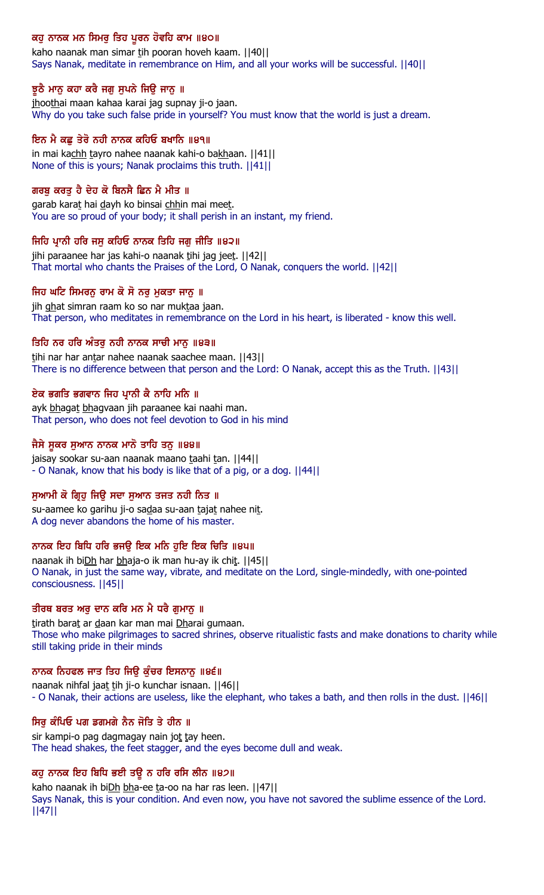**ਕਹੁ ਨਾਨਕ ਮਨ ਸਿਮਰੁ ਤਿਹ ਪੂਰਨ ਹੋਵਹਿ ਕਾਮ ॥੪੦॥**

kaho naanak man simar tih pooran hoveh kaam. ||40||

Says Nanak, meditate in remembrance on Him, and all your works will be successful. ||40||

**ਝੂਠੈ ਮਾਨੁ ਕਹਾ ਕਰੈ ਜਗੁ ਸੁਪਨੇ ਜਿਉ ਜਾਨੁ ॥**

jhoothai maan kahaa karai jag supnay ji-o jaan.

Why do you take such false pride in yourself? You must know that the world is just a dream.

**ਇਨ ਮੈ ਕਛੁ ਤੇਰੋ ਨਹੀ ਨਾਨਕ ਕਹਿਓ ਬਖਾਨਿ ॥੪੧॥**

in mai kachh tayro nahee naanak kahi-o bakhaan. ||41||

None of this is yours; Nanak proclaims this truth. ||41||

**ਗਰਬੁ ਕਰਤੁ ਹੈ ਦੇਹ ਕੋ ਬਿਨਸੈ ਛਿਨ ਮੈ ਮੀਤ ॥**

garab karat hai dayh ko binsai chhin mai meet.

You are so proud of your body; it shall perish in an instant, my friend.

**ਜਿਹਿ ਪ੍ਰਾਨੀ ਹਰਿ ਜਸੁ ਕਹਿਓ ਨਾਨਕ ਤਿਹਿ ਜਗੁ ਜੀਤਿ ॥੪੨॥**

jihi paraanee har jas kahi-o naanak tihi jag jeet. ||42||

That mortal who chants the Praises of the Lord, O Nanak, conquers the world. ||42||

**ਜਿਹ ਘਟਿ ਸਿਮਰਨੁ ਰਾਮ ਕੋ ਸੋ ਨਰੁ ਮੁਕਤਾ ਜਾਨੁ ॥**

jih ghat simran raam ko so nar muktaa jaan.

That person, who meditates in remembrance on the Lord in his heart, is liberated - know this well.

**ਤਿਹਿ ਨਰ ਹਰਿ ਅੰਤਰੁ ਨਹੀ ਨਾਨਕ ਸਾਚੀ ਮਾਨੁ ॥੪੩॥**

tihi nar har antar nahee naanak saachee maan. ||43||

There is no difference between that person and the Lord: O Nanak, accept this as the Truth. ||43||

**ਏਕ ਭਗਤਿ ਭਗਵਾਨ ਜਿਹ ਪ੍ਰਾਨੀ ਕੈ ਨਾਹਿ ਮਨਿ ॥**

ayk bhagat bhagvaan jih paraanee kai naahi man.

That person, who does not feel devotion to God in his mind

**ਜੈਸੇ ਸੂਕਰ ਸੁਆਨ ਨਾਨਕ ਮਾਨੋ ਤਾਹਿ ਤਨੁ ॥੪੪॥**

jaisay sookar su-aan naanak maano taahi tan. ||44||

- O Nanak, know that his body is like that of a pig, or a dog. ||44||

**ਸੁਆਮੀ ਕੋ ਗ੍ਰਿਹੁ ਜਿਉ ਸਦਾ ਸੁਆਨ ਤਜਤ ਨਹੀ ਨਿਤ ॥**

su-aamee ko garihu ji-o sadaa su-aan tajat nahee nit.

A dog never abandons the home of his master.

**ਨਾਨਕ ਇਹ ਬਿਧਿ ਹਰਿ ਭਜਉ ਇਕ ਮਨਿ ਹੁਇ ਇਕ ਚਿਤਿ ॥੪੫॥**

naanak ih biDh har bhaja-o ik man hu-ay ik chit. ||45||

O Nanak, in just the same way, vibrate, and meditate on the Lord, single-mindedly, with one-pointed consciousness. ||45||

**ਤੀਰਥ ਬਰਤ ਅਰੁ ਦਾਨ ਕਰਿ ਮਨ ਮੈ ਧਰੈ ਗੁਮਾਨੁ ॥**

tirath barat ar daan kar man mai Dharai gumaan.

Those who make pilgrimages to sacred shrines, observe ritualistic fasts and make donations to charity while still taking pride in their minds

**ਨਾਨਕ ਨਿਹਫਲ ਜਾਤ ਤਿਹ ਜਿਉ ਕੁੰਚਰ ਇਸਨਾਨੁ ॥੪੬॥**

naanak nihfal jaat tih ji-o kunchar isnaan. ||46||

- O Nanak, their actions are useless, like the elephant, who takes a bath, and then rolls in the dust. ||46||

**ਸਿਰੁ ਕੰਪਿਓ ਪਗ ਡਗਮਗੇ ਨੈਨ ਜੋਤਿ ਤੇ ਹੀਨ ॥**

sir kampi-o pag dagmagay nain jot tay heen.

The head shakes, the feet stagger, and the eyes become dull and weak.

**ਕਹੁ ਨਾਨਕ ਇਹ ਬਿਧਿ ਭਈ ਤਊ ਨ ਹਰਿ ਰਸਿ ਲੀਨ ॥੪੭॥**

kaho naanak ih biDh bha-ee ta-oo na har ras leen. ||47||

Says Nanak, this is your condition. And even now, you have not savored the sublime essence of the Lord. ||47||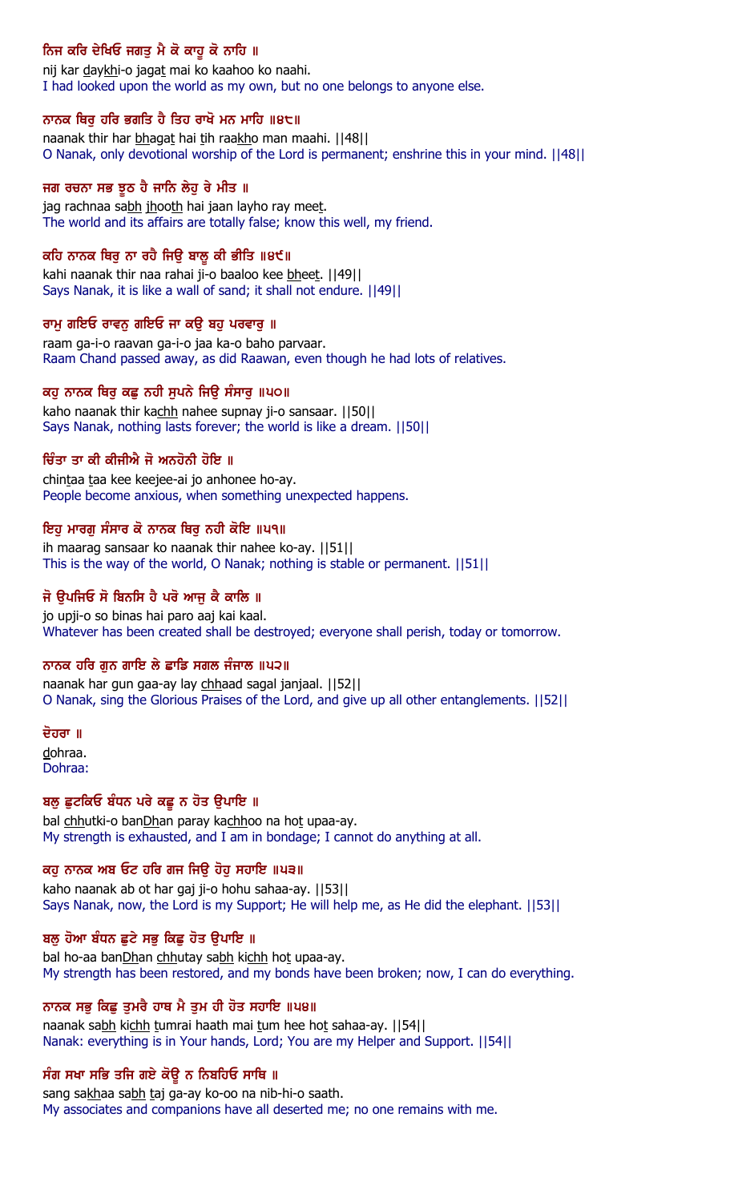ਨਿਜ ਕਰਿ ਦੇਖਿਓ ਜਗਤੁ ਮੈ ਕੋ ਕਾਹੂ ਕੋ ਨਾਹਿ ॥

nij kar daykhi-o jagat mai ko kaahoo ko naahi.

I had looked upon the world as my own, but no one belongs to anyone else.

ਨਾਨਕ ਥਿਰੁ ਹਰਿ ਭਗਤਿ ਹੈ ਤਿਹ ਰਾਖੋ ਮਨ ਮਾਹਿ ॥੪੮॥

naanak thir har bhagat hai tih raakho man maahi. ||48||

O Nanak, only devotional worship of the Lord is permanent; enshrine this in your mind. ||48||

ਜਗ ਰਚਨਾ ਸਭ ਝੂਠ ਹੈ ਜਾਨਿ ਲੇਹੁ ਰੇ ਮੀਤ ॥

jag rachnaa sabh jhooth hai jaan layho ray meet.

The world and its affairs are totally false; know this well, my friend.

ਕਹਿ ਨਾਨਕ ਥਿਰੁ ਨਾ ਰਹੈ ਜਿਉ ਬਾਲੂ ਕੀ ਭੀਤਿ ॥੪੯॥

kahi naanak thir naa rahai ji-o baaloo kee bheet. ||49||

Says Nanak, it is like a wall of sand; it shall not endure. ||49||

ਰਾਮੁ ਗਇਓ ਰਾਵਨੁ ਗਇਓ ਜਾ ਕਉ ਬਹੁ ਪਰਵਾਰੁ ॥

raam ga-i-o raavan ga-i-o jaa ka-o baho parvaar.

Raam Chand passed away, as did Raawan, even though he had lots of relatives.

ਕਹੁ ਨਾਨਕ ਥਿਰੁ ਕਛੁ ਨਹੀ ਸੁਪਨੇ ਜਿਉ ਸੰਸਾਰੁ ॥੫੦॥

kaho naanak thir kachh nahee supnay ji-o sansaar. ||50||

Says Nanak, nothing lasts forever; the world is like a dream. ||50||

ਚਿੰਤਾ ਤਾ ਕੀ ਕੀਜੀਐ ਜੋ ਅਨਹੋਨੀ ਹੋਇ ॥

chintaa taa kee keejee-ai jo anhonee ho-ay.

People become anxious, when something unexpected happens.

ਇਹੁ ਮਾਰਗੁ ਸੰਸਾਰ ਕੋ ਨਾਨਕ ਥਿਰੁ ਨਹੀ ਕੋਇ ॥੫੧॥

ih maarag sansaar ko naanak thir nahee ko-ay. ||51||

This is the way of the world, O Nanak; nothing is stable or permanent. ||51||

ਜੋ ਉਪਜਿਓ ਸੋ ਬਿਨਸਿ ਹੈ ਪਰੋ ਆਜੁ ਕੈ ਕਾਲਿ ॥

jo upji-o so binas hai paro aaj kai kaal.

Whatever has been created shall be destroyed; everyone shall perish, today or tomorrow.

ਨਾਨਕ ਹਰਿ ਗੁਨ ਗਾਇ ਲੇ ਛਾਡਿ ਸਗਲ ਜੰਜਾਲ ॥੫੨॥

naanak har gun gaa-ay lay chhaad sagal janjaal. ||52||

O Nanak, sing the Glorious Praises of the Lord, and give up all other entanglements. ||52||

ਦੋਹਰਾ ॥

dohraa.

Dohraa:

ਬਲੁ ਛੁਟਕਿਓ ਬੰਧਨ ਪਰੇ ਕਛੂ ਨ ਹੋਤ ਉਪਾਇ ॥

bal chhutki-o banDhan paray kachhoo na hot upaa-ay.

My strength is exhausted, and I am in bondage; I cannot do anything at all.

ਕਹੁ ਨਾਨਕ ਅਬ ਓਟ ਹਰਿ ਗਜ ਜਿਉ ਹੋਹੁ ਸਹਾਇ ॥੫੩॥

kaho naanak ab ot har gaj ji-o hohu sahaa-ay. ||53||

Says Nanak, now, the Lord is my Support; He will help me, as He did the elephant. ||53||

ਬਲੁ ਹੋਆ ਬੰਧਨ ਛੁਟੇ ਸਭੁ ਕਿਛੁ ਹੋਤ ਉਪਾਇ ॥

bal ho-aa banDhan chhutay sabh kichh hot upaa-ay.

My strength has been restored, and my bonds have been broken; now, I can do everything.

ਨਾਨਕ ਸਭੁ ਕਿਛੁ ਤੁਮਰੈ ਹਾਥ ਮੈ ਤੁਮ ਹੀ ਹੋਤ ਸਹਾਇ ॥੫੪॥

naanak sabh kichh tumrai haath mai tum hee hot sahaa-ay. ||54||

Nanak: everything is in Your hands, Lord; You are my Helper and Support. ||54||

ਸੰਗ ਸਖਾ ਸਭਿ ਤਜਿ ਗਏ ਕੋਊ ਨ ਨਿਬਹਿਓ ਸਾਥਿ ॥

sang sakhaa sabh taj ga-ay ko-oo na nib-hi-o saath.

My associates and companions have all deserted me; no one remains with me.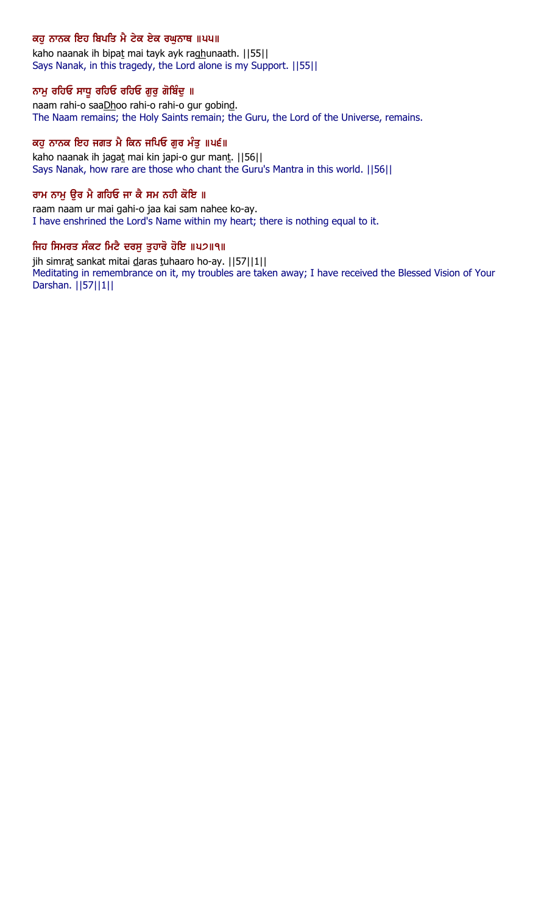ਕਹੁ ਨਾਨਕ ਇਹ ਬਿਪਤਿ ਮੈ ਟੇਕ ਏਕ ਰਘੁਨਾਥ ॥੫੫॥

kaho naanak ih bipat mai tayk ayk raghunaath. ||55||

Says Nanak, in this tragedy, the Lord alone is my Support. ||55||

ਨਾਮੁ ਰਹਿਓ ਸਾਧੂ ਰਹਿਓ ਰਹਿਓ ਗੁਰੁ ਗੋਬਿੰਦੁ ॥

naam rahi-o saaDhoo rahi-o rahi-o gur gobind.

The Naam remains; the Holy Saints remain; the Guru, the Lord of the Universe, remains.

ਕਹੁ ਨਾਨਕ ਇਹ ਜਗਤ ਮੈ ਕਿਨ ਜਪਿਓ ਗੁਰ ਮੰਤੁ ॥੫੬॥

kaho naanak ih jagat mai kin japi-o gur mant. ||56||

Says Nanak, how rare are those who chant the Guru's Mantra in this world. ||56||

ਰਾਮ ਨਾਮੁ ਉਰ ਮੈ ਗਹਿਓ ਜਾ ਕੈ ਸਮ ਨਹੀ ਕੋਇ ॥

raam naam ur mai gahi-o jaa kai sam nahee ko-ay.

I have enshrined the Lord's Name within my heart; there is nothing equal to it.

ਜਿਹ ਸਿਮਰਤ ਸੰਕਟ ਮਿਟੈ ਦਰਸੁ ਤੁਹਾਰੋ ਹੋਇ ॥੫੭॥੧॥

jih simrat sankat mitai daras tuhaaro ho-ay. ||57||1||

Meditating in remembrance on it, my troubles are taken away; I have received the Blessed Vision of Your Darshan. ||57||1||